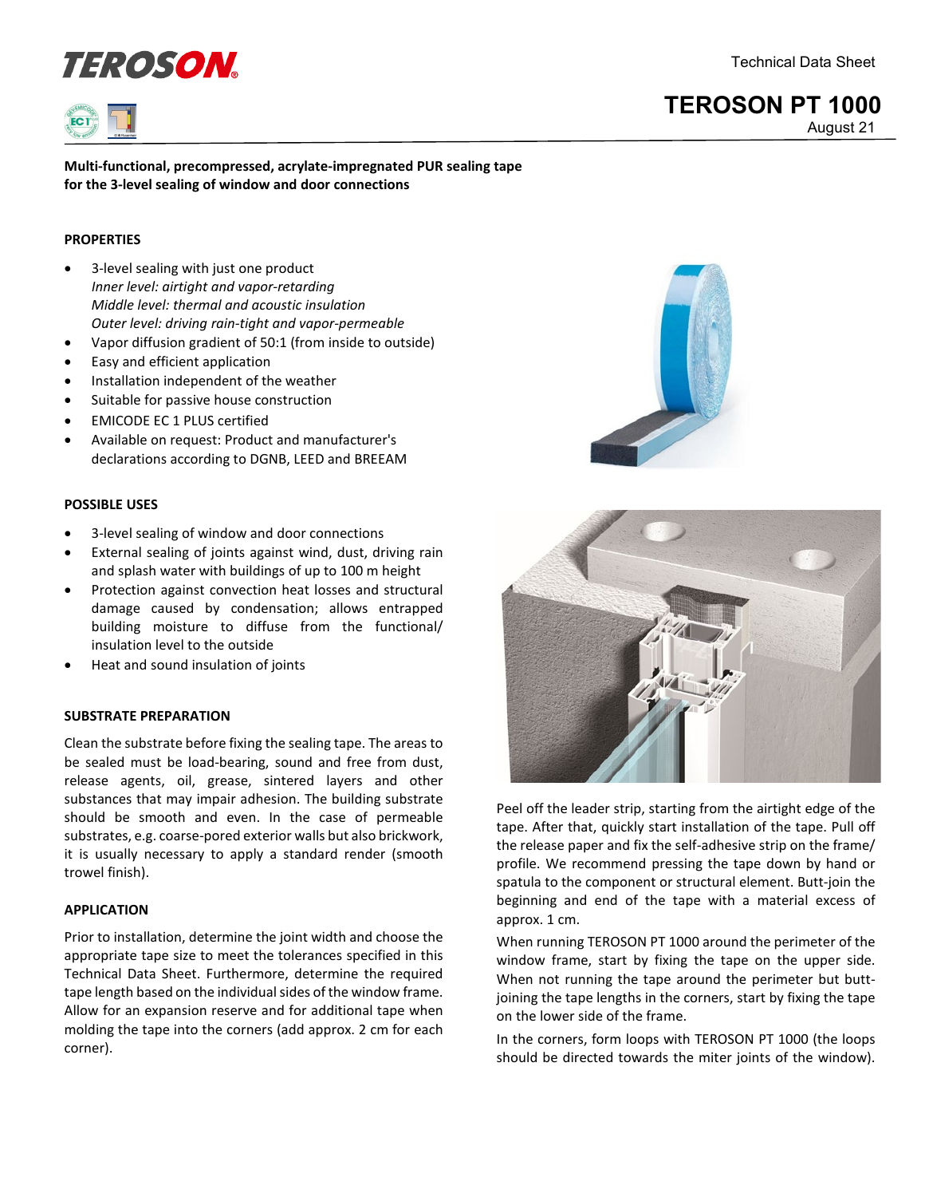TEROSON

Technical Data Sheet

# TEROSON PT 1000

August 21

**Multi-functional, precompressed, acrylate-impregnated PUR sealing tape for the 3-level sealing of window and door connections**

## PROPERTIES

- 3-level sealing with just one product
  *Inner level: airtight and vapor-retarding*
  *Middle level: thermal and acoustic insulation*
  *Outer level: driving rain-tight and vapor-permeable*
- Vapor diffusion gradient of 50:1 (from inside to outside)
- Easy and efficient application
- Installation independent of the weather
- Suitable for passive house construction
- EMICODE EC 1 PLUS certified
- Available on request: Product and manufacturer's declarations according to DGNB, LEED and BREEAM

## POSSIBLE USES

- 3-level sealing of window and door connections
- External sealing of joints against wind, dust, driving rain and splash water with buildings of up to 100 m height
- Protection against convection heat losses and structural damage caused by condensation; allows entrapped building moisture to diffuse from the functional/ insulation level to the outside
- Heat and sound insulation of joints

## SUBSTRATE PREPARATION

Clean the substrate before fixing the sealing tape. The areas to be sealed must be load-bearing, sound and free from dust, release agents, oil, grease, sintered layers and other substances that may impair adhesion. The building substrate should be smooth and even. In the case of permeable substrates, e.g. coarse-pored exterior walls but also brickwork, it is usually necessary to apply a standard render (smooth trowel finish).

## APPLICATION

Prior to installation, determine the joint width and choose the appropriate tape size to meet the tolerances specified in this Technical Data Sheet. Furthermore, determine the required tape length based on the individual sides of the window frame. Allow for an expansion reserve and for additional tape when molding the tape into the corners (add approx. 2 cm for each corner).

Peel off the leader strip, starting from the airtight edge of the tape. After that, quickly start installation of the tape. Pull off the release paper and fix the self-adhesive strip on the frame/ profile. We recommend pressing the tape down by hand or spatula to the component or structural element. Butt-join the beginning and end of the tape with a material excess of approx. 1 cm.

When running TEROSON PT 1000 around the perimeter of the window frame, start by fixing the tape on the upper side. When not running the tape around the perimeter but butt-joining the tape lengths in the corners, start by fixing the tape on the lower side of the frame.

In the corners, form loops with TEROSON PT 1000 (the loops should be directed towards the miter joints of the window).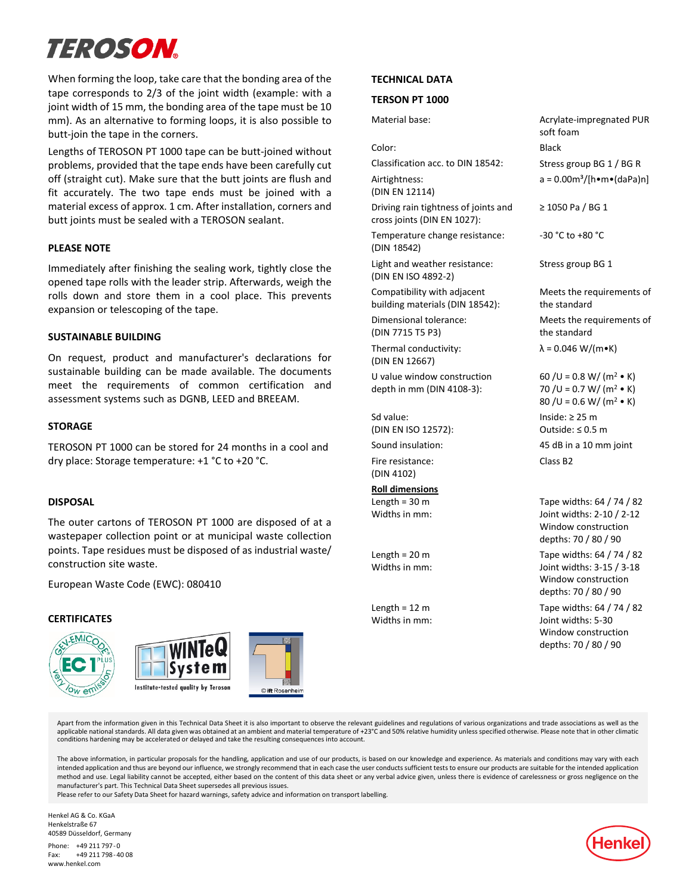When forming the loop, take care that the bonding area of the tape corresponds to 2/3 of the joint width (example: with a joint width of 15 mm, the bonding area of the tape must be 10 mm). As an alternative to forming loops, it is also possible to butt-join the tape in the corners.

Lengths of TEROSON PT 1000 tape can be butt-joined without problems, provided that the tape ends have been carefully cut off (straight cut). Make sure that the butt joints are flush and fit accurately. The two tape ends must be joined with a material excess of approx. 1 cm. After installation, corners and butt joints must be sealed with a TEROSON sealant.

### PLEASE NOTE

Immediately after finishing the sealing work, tightly close the opened tape rolls with the leader strip. Afterwards, weigh the rolls down and store them in a cool place. This prevents expansion or telescoping of the tape.

### SUSTAINABLE BUILDING

On request, product and manufacturer's declarations for sustainable building can be made available. The documents meet the requirements of common certification and assessment systems such as DGNB, LEED and BREEAM.

### STORAGE

TEROSON PT 1000 can be stored for 24 months in a cool and dry place: Storage temperature: +1 °C to +20 °C.

### DISPOSAL

The outer cartons of TEROSON PT 1000 are disposed of at a wastepaper collection point or at municipal waste collection points. Tape residues must be disposed of as industrial waste/ construction site waste.

European Waste Code (EWC): 080410

### CERTIFICATES

EMICODE EC 1 PLUS very low emission

WINTeQ System – Institute-tested quality by Teroson

© ift Rosenheim

### TECHNICAL DATA

### TERSON PT 1000

| | |
|---|---|
| Material base: | Acrylate-impregnated PUR soft foam |
| Color: | Black |
| Classification acc. to DIN 18542: | Stress group BG 1 / BG R |
| Airtightness: (DIN EN 12114) | a = 0.00m³/[h•m•(daPa)n] |
| Driving rain tightness of joints and cross joints (DIN EN 1027): | ≥ 1050 Pa / BG 1 |
| Temperature change resistance: (DIN 18542) | -30 °C to +80 °C |
| Light and weather resistance: (DIN EN ISO 4892-2) | Stress group BG 1 |
| Compatibility with adjacent building materials (DIN 18542): | Meets the requirements of the standard |
| Dimensional tolerance: (DIN 7715 T5 P3) | Meets the requirements of the standard |
| Thermal conductivity: (DIN EN 12667) | λ = 0.046 W/(m•K) |
| U value window construction depth in mm (DIN 4108-3): | 60 /U = 0.8 W/ (m² • K)<br>70 /U = 0.7 W/ (m² • K)<br>80 /U = 0.6 W/ (m² • K) |
| Sd value: (DIN EN ISO 12572): | Inside: ≥ 25 m<br>Outside: ≤ 0.5 m |
| Sound insulation: | 45 dB in a 10 mm joint |
| Fire resistance: (DIN 4102) | Class B2 |

**Roll dimensions**

| | |
|---|---|
| Length = 30 m<br>Widths in mm: | Tape widths: 64 / 74 / 82<br>Joint widths: 2-10 / 2-12<br>Window construction depths: 70 / 80 / 90 |
| Length = 20 m<br>Widths in mm: | Tape widths: 64 / 74 / 82<br>Joint widths: 3-15 / 3-18<br>Window construction depths: 70 / 80 / 90 |
| Length = 12 m<br>Widths in mm: | Tape widths: 64 / 74 / 82<br>Joint widths: 5-30<br>Window construction depths: 70 / 80 / 90 |

Apart from the information given in this Technical Data Sheet it is also important to observe the relevant guidelines and regulations of various organizations and trade associations as well as the applicable national standards. All data given was obtained at an ambient and material temperature of +23°C and 50% relative humidity unless specified otherwise. Please note that in other climatic conditions hardening may be accelerated or delayed and take the resulting consequences into account.

The above information, in particular proposals for the handling, application and use of our products, is based on our knowledge and experience. As materials and conditions may vary with each intended application and thus are beyond our influence, we strongly recommend that in each case the user conducts sufficient tests to ensure our products are suitable for the intended application method and use. Legal liability cannot be accepted, either based on the content of this data sheet or any verbal advice given, unless there is evidence of carelessness or gross negligence on the manufacturer's part. This Technical Data Sheet supersedes all previous issues.
Please refer to our Safety Data Sheet for hazard warnings, safety advice and information on transport labelling.

Henkel AG & Co. KGaA
Henkelstraße 67
40589 Düsseldorf, Germany

Phone: +49 211 797-0
Fax: +49 211 798-40 08
www.henkel.com